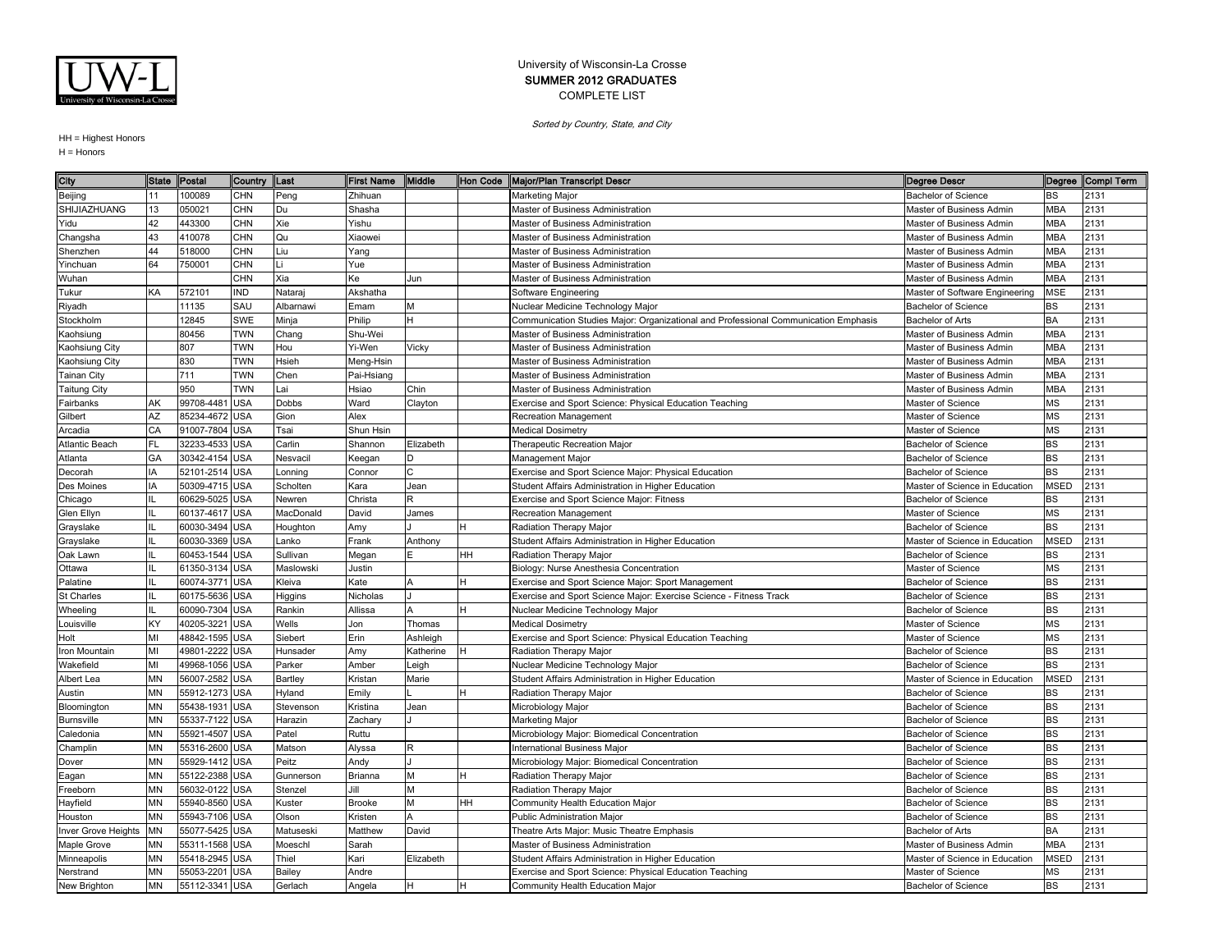University of Wisconsin-La Crosse
**SUMMER 2012 GRADUATES**
COMPLETE LIST

*Sorted by Country, State, and City*

HH = Highest Honors
H = Honors

| City | State | Postal | Country | Last | First Name | Middle | Hon Code | Major/Plan Transcript Descr | Degree Descr | Degree | Compl Term |
|---|---|---|---|---|---|---|---|---|---|---|---|
| Beijing | 11 | 100089 | CHN | Peng | Zhihuan | | | Marketing Major | Bachelor of Science | BS | 2131 |
| SHIJIAZHUANG | 13 | 050021 | CHN | Du | Shasha | | | Master of Business Administration | Master of Business Admin | MBA | 2131 |
| Yidu | 42 | 443300 | CHN | Xie | Yishu | | | Master of Business Administration | Master of Business Admin | MBA | 2131 |
| Changsha | 43 | 410078 | CHN | Qu | Xiaowei | | | Master of Business Administration | Master of Business Admin | MBA | 2131 |
| Shenzhen | 44 | 518000 | CHN | Liu | Yang | | | Master of Business Administration | Master of Business Admin | MBA | 2131 |
| Yinchuan | 64 | 750001 | CHN | Li | Yue | | | Master of Business Administration | Master of Business Admin | MBA | 2131 |
| Wuhan | | | CHN | Xia | Ke | Jun | | Master of Business Administration | Master of Business Admin | MBA | 2131 |
| Tukur | KA | 572101 | IND | Nataraj | Akshatha | | | Software Engineering | Master of Software Engineering | MSE | 2131 |
| Riyadh | | 11135 | SAU | Albarnawi | Emam | M | | Nuclear Medicine Technology Major | Bachelor of Science | BS | 2131 |
| Stockholm | | 12845 | SWE | Minja | Philip | H | | Communication Studies Major: Organizational and Professional Communication Emphasis | Bachelor of Arts | BA | 2131 |
| Kaohsiung | | 80456 | TWN | Chang | Shu-Wei | | | Master of Business Administration | Master of Business Admin | MBA | 2131 |
| Kaohsiung City | | 807 | TWN | Hou | Yi-Wen | Vicky | | Master of Business Administration | Master of Business Admin | MBA | 2131 |
| Kaohsiung City | | 830 | TWN | Hsieh | Meng-Hsin | | | Master of Business Administration | Master of Business Admin | MBA | 2131 |
| Tainan City | | 711 | TWN | Chen | Pai-Hsiang | | | Master of Business Administration | Master of Business Admin | MBA | 2131 |
| Taitung City | | 950 | TWN | Lai | Hsiao | Chin | | Master of Business Administration | Master of Business Admin | MBA | 2131 |
| Fairbanks | AK | 99708-4481 | USA | Dobbs | Ward | Clayton | | Exercise and Sport Science: Physical Education Teaching | Master of Science | MS | 2131 |
| Gilbert | AZ | 85234-4672 | USA | Gion | Alex | | | Recreation Management | Master of Science | MS | 2131 |
| Arcadia | CA | 91007-7804 | USA | Tsai | Shun Hsin | | | Medical Dosimetry | Master of Science | MS | 2131 |
| Atlantic Beach | FL | 32233-4533 | USA | Carlin | Shannon | Elizabeth | | Therapeutic Recreation Major | Bachelor of Science | BS | 2131 |
| Atlanta | GA | 30342-4154 | USA | Nesvacil | Keegan | D | | Management Major | Bachelor of Science | BS | 2131 |
| Decorah | IA | 52101-2514 | USA | Lonning | Connor | C | | Exercise and Sport Science Major: Physical Education | Bachelor of Science | BS | 2131 |
| Des Moines | IA | 50309-4715 | USA | Scholten | Kara | Jean | | Student Affairs Administration in Higher Education | Master of Science in Education | MSED | 2131 |
| Chicago | IL | 60629-5025 | USA | Newren | Christa | R | | Exercise and Sport Science Major: Fitness | Bachelor of Science | BS | 2131 |
| Glen Ellyn | IL | 60137-4617 | USA | MacDonald | David | James | | Recreation Management | Master of Science | MS | 2131 |
| Grayslake | IL | 60030-3494 | USA | Houghton | Amy | J | H | Radiation Therapy Major | Bachelor of Science | BS | 2131 |
| Grayslake | IL | 60030-3369 | USA | Lanko | Frank | Anthony | | Student Affairs Administration in Higher Education | Master of Science in Education | MSED | 2131 |
| Oak Lawn | IL | 60453-1544 | USA | Sullivan | Megan | E | HH | Radiation Therapy Major | Bachelor of Science | BS | 2131 |
| Ottawa | IL | 61350-3134 | USA | Maslowski | Justin | | | Biology: Nurse Anesthesia Concentration | Master of Science | MS | 2131 |
| Palatine | IL | 60074-3771 | USA | Kleiva | Kate | A | H | Exercise and Sport Science Major: Sport Management | Bachelor of Science | BS | 2131 |
| St Charles | IL | 60175-5636 | USA | Higgins | Nicholas | J | | Exercise and Sport Science Major: Exercise Science - Fitness Track | Bachelor of Science | BS | 2131 |
| Wheeling | IL | 60090-7304 | USA | Rankin | Allissa | A | H | Nuclear Medicine Technology Major | Bachelor of Science | BS | 2131 |
| Louisville | KY | 40205-3221 | USA | Wells | Jon | Thomas | | Medical Dosimetry | Master of Science | MS | 2131 |
| Holt | MI | 48842-1595 | USA | Siebert | Erin | Ashleigh | | Exercise and Sport Science: Physical Education Teaching | Master of Science | MS | 2131 |
| Iron Mountain | MI | 49801-2222 | USA | Hunsader | Amy | Katherine | H | Radiation Therapy Major | Bachelor of Science | BS | 2131 |
| Wakefield | MI | 49968-1056 | USA | Parker | Amber | Leigh | | Nuclear Medicine Technology Major | Bachelor of Science | BS | 2131 |
| Albert Lea | MN | 56007-2582 | USA | Bartley | Kristan | Marie | | Student Affairs Administration in Higher Education | Master of Science in Education | MSED | 2131 |
| Austin | MN | 55912-1273 | USA | Hyland | Emily | L | H | Radiation Therapy Major | Bachelor of Science | BS | 2131 |
| Bloomington | MN | 55438-1931 | USA | Stevenson | Kristina | Jean | | Microbiology Major | Bachelor of Science | BS | 2131 |
| Burnsville | MN | 55337-7122 | USA | Harazin | Zachary | J | | Marketing Major | Bachelor of Science | BS | 2131 |
| Caledonia | MN | 55921-4507 | USA | Patel | Ruttu | | | Microbiology Major: Biomedical Concentration | Bachelor of Science | BS | 2131 |
| Champlin | MN | 55316-2600 | USA | Matson | Alyssa | R | | International Business Major | Bachelor of Science | BS | 2131 |
| Dover | MN | 55929-1412 | USA | Peitz | Andy | J | | Microbiology Major: Biomedical Concentration | Bachelor of Science | BS | 2131 |
| Eagan | MN | 55122-2388 | USA | Gunnerson | Brianna | M | H | Radiation Therapy Major | Bachelor of Science | BS | 2131 |
| Freeborn | MN | 56032-0122 | USA | Stenzel | Jill | M | | Radiation Therapy Major | Bachelor of Science | BS | 2131 |
| Hayfield | MN | 55940-8560 | USA | Kuster | Brooke | M | HH | Community Health Education Major | Bachelor of Science | BS | 2131 |
| Houston | MN | 55943-7106 | USA | Olson | Kristen | A | | Public Administration Major | Bachelor of Science | BS | 2131 |
| Inver Grove Heights | MN | 55077-5425 | USA | Matuseski | Matthew | David | | Theatre Arts Major: Music Theatre Emphasis | Bachelor of Arts | BA | 2131 |
| Maple Grove | MN | 55311-1568 | USA | Moeschl | Sarah | | | Master of Business Administration | Master of Business Admin | MBA | 2131 |
| Minneapolis | MN | 55418-2945 | USA | Thiel | Kari | Elizabeth | | Student Affairs Administration in Higher Education | Master of Science in Education | MSED | 2131 |
| Nerstrand | MN | 55053-2201 | USA | Bailey | Andre | | | Exercise and Sport Science: Physical Education Teaching | Master of Science | MS | 2131 |
| New Brighton | MN | 55112-3341 | USA | Gerlach | Angela | H | H | Community Health Education Major | Bachelor of Science | BS | 2131 |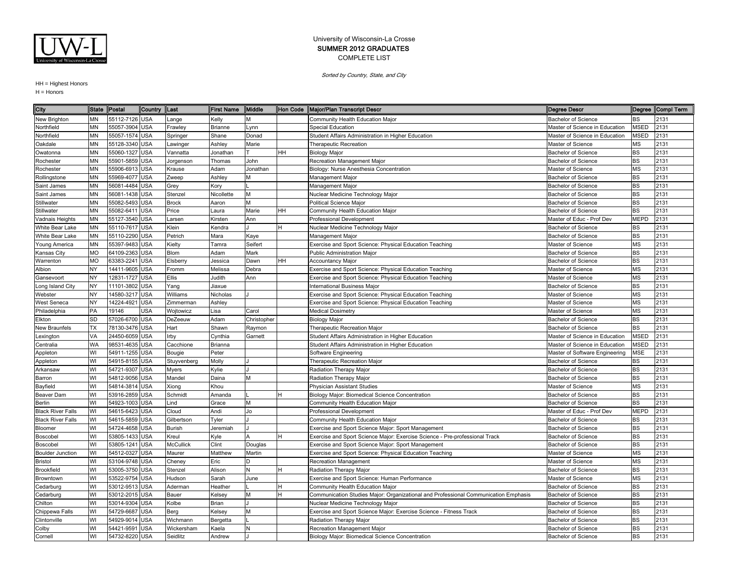University of Wisconsin-La Crosse
**SUMMER 2012 GRADUATES**
COMPLETE LIST

*Sorted by Country, State, and City*

HH = Highest Honors
H = Honors

| City | State | Postal | Country | Last | First Name | Middle | Hon Code | Major/Plan Transcript Descr | Degree Descr | Degree | Compl Term |
|---|---|---|---|---|---|---|---|---|---|---|---|
| New Brighton | MN | 55112-7126 | USA | Lange | Kelly | M | | Community Health Education Major | Bachelor of Science | BS | 2131 |
| Northfield | MN | 55057-3904 | USA | Frawley | Brianne | Lynn | | Special Education | Master of Science in Education | MSED | 2131 |
| Northfield | MN | 55057-1574 | USA | Springer | Shane | Donad | | Student Affairs Administration in Higher Education | Master of Science in Education | MSED | 2131 |
| Oakdale | MN | 55128-3340 | USA | Lawinger | Ashley | Marie | | Therapeutic Recreation | Master of Science | MS | 2131 |
| Owatonna | MN | 55060-1327 | USA | Vannatta | Jonathan | T | HH | Biology Major | Bachelor of Science | BS | 2131 |
| Rochester | MN | 55901-5859 | USA | Jorgenson | Thomas | John | | Recreation Management Major | Bachelor of Science | BS | 2131 |
| Rochester | MN | 55906-6913 | USA | Krause | Adam | Jonathan | | Biology: Nurse Anesthesia Concentration | Master of Science | MS | 2131 |
| Rollingstone | MN | 55969-4077 | USA | Zweep | Ashley | M | | Management Major | Bachelor of Science | BS | 2131 |
| Saint James | MN | 56081-4484 | USA | Grey | Kory | L | | Management Major | Bachelor of Science | BS | 2131 |
| Saint James | MN | 56081-1438 | USA | Stenzel | Nicollette | M | | Nuclear Medicine Technology Major | Bachelor of Science | BS | 2131 |
| Stillwater | MN | 55082-5493 | USA | Brock | Aaron | M | | Political Science Major | Bachelor of Science | BS | 2131 |
| Stillwater | MN | 55082-6411 | USA | Price | Laura | Marie | HH | Community Health Education Major | Bachelor of Science | BS | 2131 |
| Vadnais Heights | MN | 55127-3540 | USA | Larsen | Kirsten | Ann | | Professional Development | Master of Educ - Prof Dev | MEPD | 2131 |
| White Bear Lake | MN | 55110-7617 | USA | Klein | Kendra | J | H | Nuclear Medicine Technology Major | Bachelor of Science | BS | 2131 |
| White Bear Lake | MN | 55110-2290 | USA | Petrich | Mara | Kaye | | Management Major | Bachelor of Science | BS | 2131 |
| Young America | MN | 55397-9483 | USA | Kielty | Tamra | Seifert | | Exercise and Sport Science: Physical Education Teaching | Master of Science | MS | 2131 |
| Kansas City | MO | 64109-2363 | USA | Blom | Adam | Mark | | Public Administration Major | Bachelor of Science | BS | 2131 |
| Warrenton | MO | 63383-2241 | USA | Elsberry | Jessica | Dawn | HH | Accountancy Major | Bachelor of Science | BS | 2131 |
| Albion | NY | 14411-9605 | USA | Fromm | Melissa | Debra | | Exercise and Sport Science: Physical Education Teaching | Master of Science | MS | 2131 |
| Gansevoort | NY | 12831-1727 | USA | Ellis | Judith | Ann | | Exercise and Sport Science: Physical Education Teaching | Master of Science | MS | 2131 |
| Long Island City | NY | 11101-3802 | USA | Yang | Jiaxue | | | International Business Major | Bachelor of Science | BS | 2131 |
| Webster | NY | 14580-3217 | USA | Williams | Nicholas | J | | Exercise and Sport Science: Physical Education Teaching | Master of Science | MS | 2131 |
| West Seneca | NY | 14224-4921 | USA | Zimmerman | Ashley | | | Exercise and Sport Science: Physical Education Teaching | Master of Science | MS | 2131 |
| Philadelphia | PA | 19146 | USA | Wojtowicz | Lisa | Carol | | Medical Dosimetry | Master of Science | MS | 2131 |
| Elkton | SD | 57026-6700 | USA | DeZeeuw | Adam | Christopher | | Biology Major | Bachelor of Science | BS | 2131 |
| New Braunfels | TX | 78130-3476 | USA | Hart | Shawn | Raymon | | Therapeutic Recreation Major | Bachelor of Science | BS | 2131 |
| Lexington | VA | 24450-6059 | USA | Irby | Cynthia | Garnett | | Student Affairs Administration in Higher Education | Master of Science in Education | MSED | 2131 |
| Centralia | WA | 98531-4635 | USA | Cacchione | Brianna | | | Student Affairs Administration in Higher Education | Master of Science in Education | MSED | 2131 |
| Appleton | WI | 54911-1255 | USA | Bougie | Peter | | | Software Engineering | Master of Software Engineering | MSE | 2131 |
| Appleton | WI | 54915-8155 | USA | Stuyvenberg | Molly | J | | Therapeutic Recreation Major | Bachelor of Science | BS | 2131 |
| Arkansaw | WI | 54721-9307 | USA | Myers | Kylie | J | | Radiation Therapy Major | Bachelor of Science | BS | 2131 |
| Barron | WI | 54812-9056 | USA | Mandel | Daina | M | | Radiation Therapy Major | Bachelor of Science | BS | 2131 |
| Bayfield | WI | 54814-3814 | USA | Xiong | Khou | | | Physician Assistant Studies | Master of Science | MS | 2131 |
| Beaver Dam | WI | 53916-2859 | USA | Schmidt | Amanda | L | H | Biology Major: Biomedical Science Concentration | Bachelor of Science | BS | 2131 |
| Berlin | WI | 54923-1003 | USA | Lind | Grace | M | | Community Health Education Major | Bachelor of Science | BS | 2131 |
| Black River Falls | WI | 54615-6423 | USA | Cloud | Andi | Jo | | Professional Development | Master of Educ - Prof Dev | MEPD | 2131 |
| Black River Falls | WI | 54615-5859 | USA | Gilbertson | Tyler | J | | Community Health Education Major | Bachelor of Science | BS | 2131 |
| Bloomer | WI | 54724-4658 | USA | Burish | Jeremiah | J | | Exercise and Sport Science Major: Sport Management | Bachelor of Science | BS | 2131 |
| Boscobel | WI | 53805-1433 | USA | Kreul | Kyle | A | H | Exercise and Sport Science Major: Exercise Science - Pre-professional Track | Bachelor of Science | BS | 2131 |
| Boscobel | WI | 53805-1241 | USA | McCullick | Clint | Douglas | | Exercise and Sport Science Major: Sport Management | Bachelor of Science | BS | 2131 |
| Boulder Junction | WI | 54512-0327 | USA | Maurer | Matthew | Martin | | Exercise and Sport Science: Physical Education Teaching | Master of Science | MS | 2131 |
| Bristol | WI | 53104-9748 | USA | Cheney | Eric | D | | Recreation Management | Master of Science | MS | 2131 |
| Brookfield | WI | 53005-3750 | USA | Stenzel | Alison | N | H | Radiation Therapy Major | Bachelor of Science | BS | 2131 |
| Browntown | WI | 53522-9754 | USA | Hudson | Sarah | June | | Exercise and Sport Science: Human Performance | Master of Science | MS | 2131 |
| Cedarburg | WI | 53012-9513 | USA | Aderman | Heather | L | H | Community Health Education Major | Bachelor of Science | BS | 2131 |
| Cedarburg | WI | 53012-2015 | USA | Bauer | Kelsey | M | H | Communication Studies Major: Organizational and Professional Communication Emphasis | Bachelor of Science | BS | 2131 |
| Chilton | WI | 53014-9304 | USA | Kolbe | Brian | J | | Nuclear Medicine Technology Major | Bachelor of Science | BS | 2131 |
| Chippewa Falls | WI | 54729-6687 | USA | Berg | Kelsey | M | | Exercise and Sport Science Major: Exercise Science - Fitness Track | Bachelor of Science | BS | 2131 |
| Clintonville | WI | 54929-9014 | USA | Wichmann | Bergetta | L | | Radiation Therapy Major | Bachelor of Science | BS | 2131 |
| Colby | WI | 54421-9591 | USA | Wickersham | Kaela | N | | Recreation Management Major | Bachelor of Science | BS | 2131 |
| Cornell | WI | 54732-8220 | USA | Seidlitz | Andrew | J | | Biology Major: Biomedical Science Concentration | Bachelor of Science | BS | 2131 |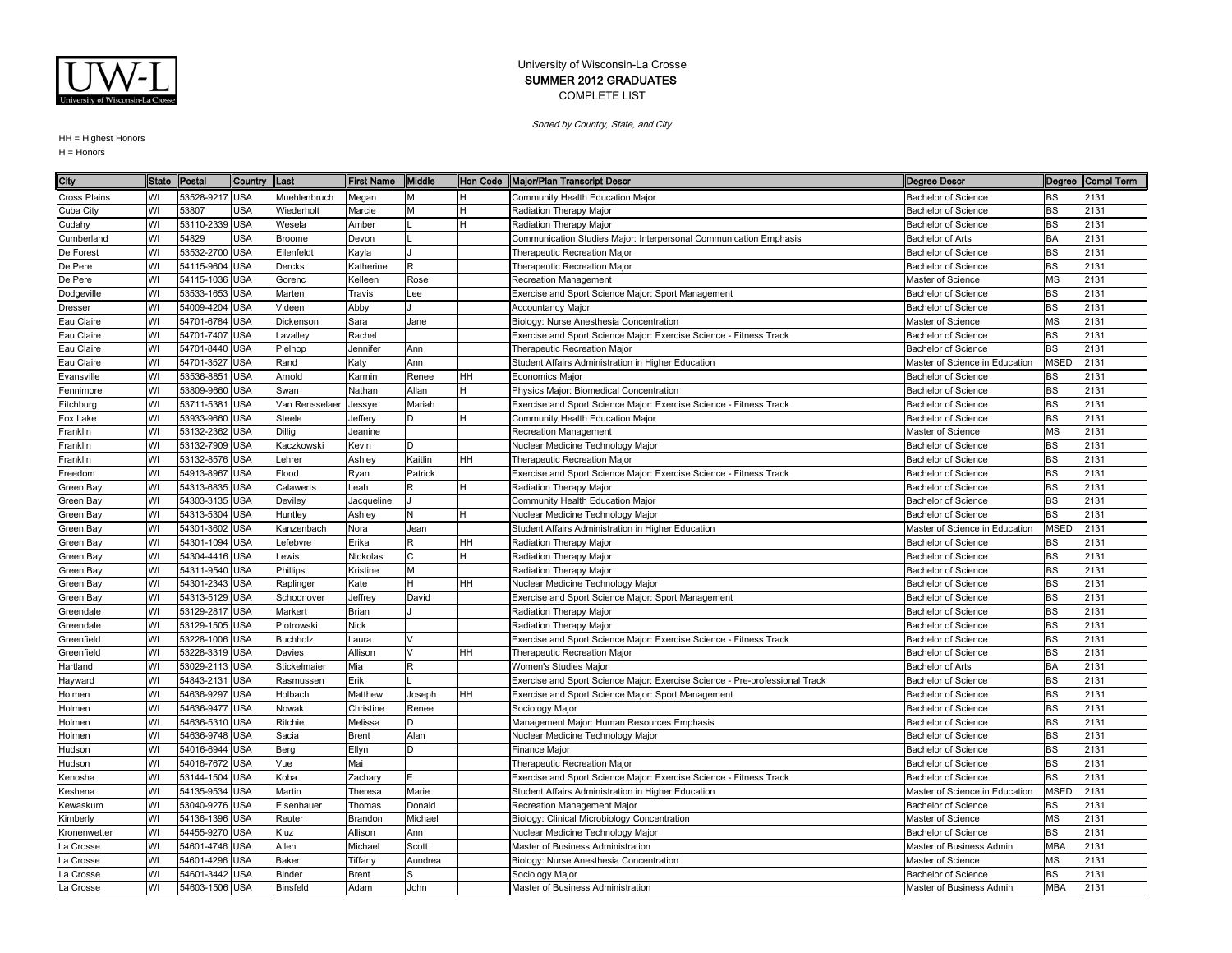University of Wisconsin-La Crosse
**SUMMER 2012 GRADUATES**
COMPLETE LIST

*Sorted by Country, State, and City*

HH = Highest Honors
H = Honors

| City | State | Postal | Country | Last | First Name | Middle | Hon Code | Major/Plan Transcript Descr | Degree Descr | Degree | Compl Term |
|---|---|---|---|---|---|---|---|---|---|---|---|
| Cross Plains | WI | 53528-9217 | USA | Muehlenbruch | Megan | M | H | Community Health Education Major | Bachelor of Science | BS | 2131 |
| Cuba City | WI | 53807 | USA | Wiederholt | Marcie | M | H | Radiation Therapy Major | Bachelor of Science | BS | 2131 |
| Cudahy | WI | 53110-2339 | USA | Wesela | Amber | L | H | Radiation Therapy Major | Bachelor of Science | BS | 2131 |
| Cumberland | WI | 54829 | USA | Broome | Devon | L | | Communication Studies Major: Interpersonal Communication Emphasis | Bachelor of Arts | BA | 2131 |
| De Forest | WI | 53532-2700 | USA | Eilenfeldt | Kayla | J | | Therapeutic Recreation Major | Bachelor of Science | BS | 2131 |
| De Pere | WI | 54115-9604 | USA | Dercks | Katherine | R | | Therapeutic Recreation Major | Bachelor of Science | BS | 2131 |
| De Pere | WI | 54115-1036 | USA | Gorenc | Kelleen | Rose | | Recreation Management | Master of Science | MS | 2131 |
| Dodgeville | WI | 53533-1653 | USA | Marten | Travis | Lee | | Exercise and Sport Science Major: Sport Management | Bachelor of Science | BS | 2131 |
| Dresser | WI | 54009-4204 | USA | Videen | Abby | J | | Accountancy Major | Bachelor of Science | BS | 2131 |
| Eau Claire | WI | 54701-6784 | USA | Dickenson | Sara | Jane | | Biology: Nurse Anesthesia Concentration | Master of Science | MS | 2131 |
| Eau Claire | WI | 54701-7407 | USA | Lavalley | Rachel | | | Exercise and Sport Science Major: Exercise Science - Fitness Track | Bachelor of Science | BS | 2131 |
| Eau Claire | WI | 54701-8440 | USA | Pielhop | Jennifer | Ann | | Therapeutic Recreation Major | Bachelor of Science | BS | 2131 |
| Eau Claire | WI | 54701-3527 | USA | Rand | Katy | Ann | | Student Affairs Administration in Higher Education | Master of Science in Education | MSED | 2131 |
| Evansville | WI | 53536-8851 | USA | Arnold | Karmin | Renee | HH | Economics Major | Bachelor of Science | BS | 2131 |
| Fennimore | WI | 53809-9660 | USA | Swan | Nathan | Allan | H | Physics Major: Biomedical Concentration | Bachelor of Science | BS | 2131 |
| Fitchburg | WI | 53711-5381 | USA | Van Rensselaer | Jessye | Mariah | | Exercise and Sport Science Major: Exercise Science - Fitness Track | Bachelor of Science | BS | 2131 |
| Fox Lake | WI | 53933-9660 | USA | Steele | Jeffery | D | H | Community Health Education Major | Bachelor of Science | BS | 2131 |
| Franklin | WI | 53132-2362 | USA | Dillig | Jeanine | | | Recreation Management | Master of Science | MS | 2131 |
| Franklin | WI | 53132-7909 | USA | Kaczkowski | Kevin | D | | Nuclear Medicine Technology Major | Bachelor of Science | BS | 2131 |
| Franklin | WI | 53132-8576 | USA | Lehrer | Ashley | Kaitlin | HH | Therapeutic Recreation Major | Bachelor of Science | BS | 2131 |
| Freedom | WI | 54913-8967 | USA | Flood | Ryan | Patrick | | Exercise and Sport Science Major: Exercise Science - Fitness Track | Bachelor of Science | BS | 2131 |
| Green Bay | WI | 54313-6835 | USA | Calawerts | Leah | R | H | Radiation Therapy Major | Bachelor of Science | BS | 2131 |
| Green Bay | WI | 54303-3135 | USA | Deviley | Jacqueline | J | | Community Health Education Major | Bachelor of Science | BS | 2131 |
| Green Bay | WI | 54313-5304 | USA | Huntley | Ashley | N | H | Nuclear Medicine Technology Major | Bachelor of Science | BS | 2131 |
| Green Bay | WI | 54301-3602 | USA | Kanzenbach | Nora | Jean | | Student Affairs Administration in Higher Education | Master of Science in Education | MSED | 2131 |
| Green Bay | WI | 54301-1094 | USA | Lefebvre | Erika | R | HH | Radiation Therapy Major | Bachelor of Science | BS | 2131 |
| Green Bay | WI | 54304-4416 | USA | Lewis | Nickolas | C | H | Radiation Therapy Major | Bachelor of Science | BS | 2131 |
| Green Bay | WI | 54311-9540 | USA | Phillips | Kristine | M | | Radiation Therapy Major | Bachelor of Science | BS | 2131 |
| Green Bay | WI | 54301-2343 | USA | Raplinger | Kate | H | HH | Nuclear Medicine Technology Major | Bachelor of Science | BS | 2131 |
| Green Bay | WI | 54313-5129 | USA | Schoonover | Jeffrey | David | | Exercise and Sport Science Major: Sport Management | Bachelor of Science | BS | 2131 |
| Greendale | WI | 53129-2817 | USA | Markert | Brian | J | | Radiation Therapy Major | Bachelor of Science | BS | 2131 |
| Greendale | WI | 53129-1505 | USA | Piotrowski | Nick | | | Radiation Therapy Major | Bachelor of Science | BS | 2131 |
| Greenfield | WI | 53228-1006 | USA | Buchholz | Laura | V | | Exercise and Sport Science Major: Exercise Science - Fitness Track | Bachelor of Science | BS | 2131 |
| Greenfield | WI | 53228-3319 | USA | Davies | Allison | V | HH | Therapeutic Recreation Major | Bachelor of Science | BS | 2131 |
| Hartland | WI | 53029-2113 | USA | Stickelmaier | Mia | R | | Women's Studies Major | Bachelor of Arts | BA | 2131 |
| Hayward | WI | 54843-2131 | USA | Rasmussen | Erik | L | | Exercise and Sport Science Major: Exercise Science - Pre-professional Track | Bachelor of Science | BS | 2131 |
| Holmen | WI | 54636-9297 | USA | Holbach | Matthew | Joseph | HH | Exercise and Sport Science Major: Sport Management | Bachelor of Science | BS | 2131 |
| Holmen | WI | 54636-9477 | USA | Nowak | Christine | Renee | | Sociology Major | Bachelor of Science | BS | 2131 |
| Holmen | WI | 54636-5310 | USA | Ritchie | Melissa | D | | Management Major: Human Resources Emphasis | Bachelor of Science | BS | 2131 |
| Holmen | WI | 54636-9748 | USA | Sacia | Brent | Alan | | Nuclear Medicine Technology Major | Bachelor of Science | BS | 2131 |
| Hudson | WI | 54016-6944 | USA | Berg | Ellyn | D | | Finance Major | Bachelor of Science | BS | 2131 |
| Hudson | WI | 54016-7672 | USA | Vue | Mai | | | Therapeutic Recreation Major | Bachelor of Science | BS | 2131 |
| Kenosha | WI | 53144-1504 | USA | Koba | Zachary | E | | Exercise and Sport Science Major: Exercise Science - Fitness Track | Bachelor of Science | BS | 2131 |
| Keshena | WI | 54135-9534 | USA | Martin | Theresa | Marie | | Student Affairs Administration in Higher Education | Master of Science in Education | MSED | 2131 |
| Kewaskum | WI | 53040-9276 | USA | Eisenhauer | Thomas | Donald | | Recreation Management Major | Bachelor of Science | BS | 2131 |
| Kimberly | WI | 54136-1396 | USA | Reuter | Brandon | Michael | | Biology: Clinical Microbiology Concentration | Master of Science | MS | 2131 |
| Kronenwetter | WI | 54455-9270 | USA | Kluz | Allison | Ann | | Nuclear Medicine Technology Major | Bachelor of Science | BS | 2131 |
| La Crosse | WI | 54601-4746 | USA | Allen | Michael | Scott | | Master of Business Administration | Master of Business Admin | MBA | 2131 |
| La Crosse | WI | 54601-4296 | USA | Baker | Tiffany | Aundrea | | Biology: Nurse Anesthesia Concentration | Master of Science | MS | 2131 |
| La Crosse | WI | 54601-3442 | USA | Binder | Brent | S | | Sociology Major | Bachelor of Science | BS | 2131 |
| La Crosse | WI | 54603-1506 | USA | Binsfeld | Adam | John | | Master of Business Administration | Master of Business Admin | MBA | 2131 |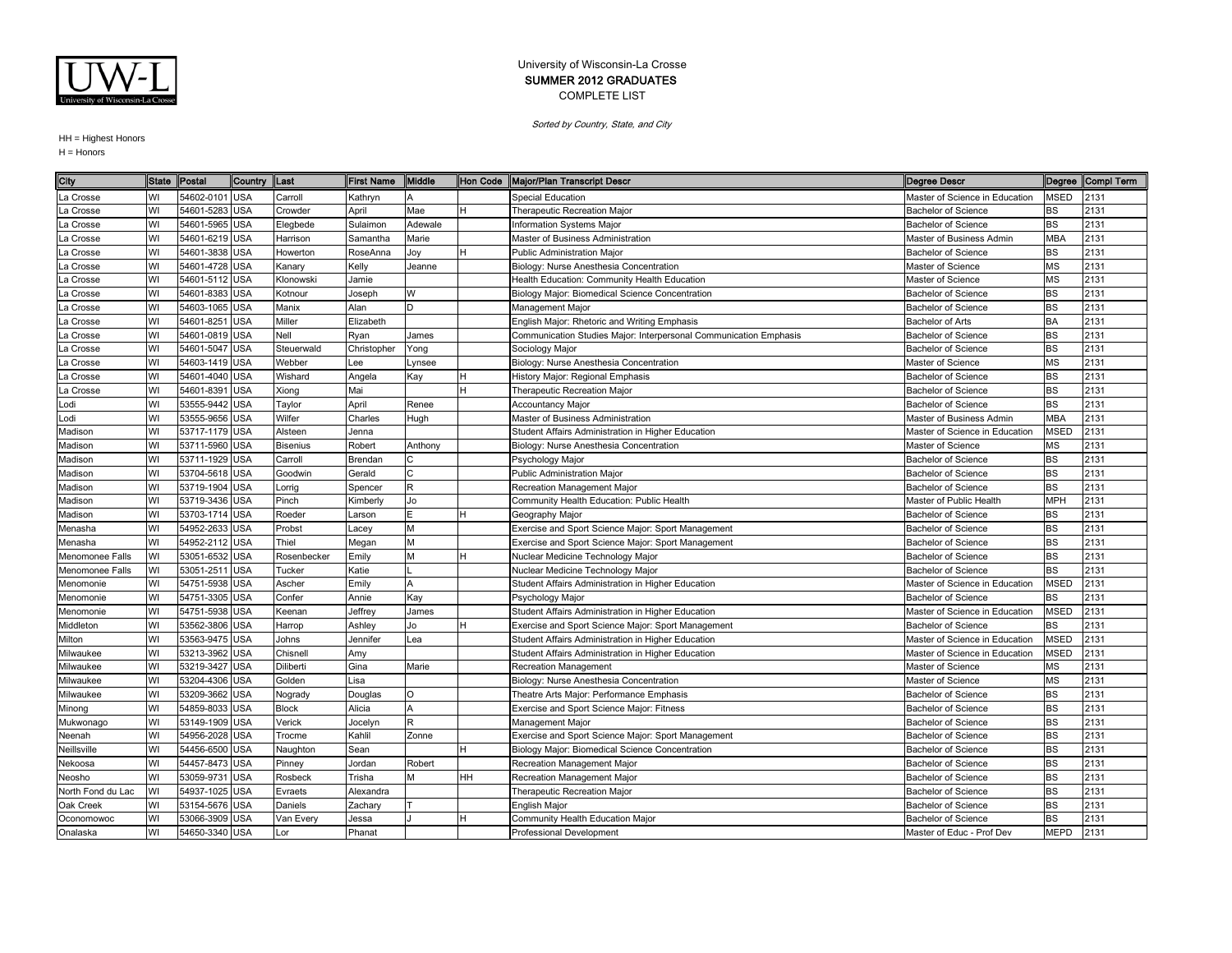University of Wisconsin-La Crosse
**SUMMER 2012 GRADUATES**
COMPLETE LIST

*Sorted by Country, State, and City*

HH = Highest Honors
H = Honors

| City | State | Postal | Country | Last | First Name | Middle | Hon Code | Major/Plan Transcript Descr | Degree Descr | Degree | Compl Term |
|---|---|---|---|---|---|---|---|---|---|---|---|
| La Crosse | WI | 54602-0101 | USA | Carroll | Kathryn | A | | Special Education | Master of Science in Education | MSED | 2131 |
| La Crosse | WI | 54601-5283 | USA | Crowder | April | Mae | H | Therapeutic Recreation Major | Bachelor of Science | BS | 2131 |
| La Crosse | WI | 54601-5965 | USA | Elegbede | Sulaimon | Adewale | | Information Systems Major | Bachelor of Science | BS | 2131 |
| La Crosse | WI | 54601-6219 | USA | Harrison | Samantha | Marie | | Master of Business Administration | Master of Business Admin | MBA | 2131 |
| La Crosse | WI | 54601-3838 | USA | Howerton | RoseAnna | Joy | H | Public Administration Major | Bachelor of Science | BS | 2131 |
| La Crosse | WI | 54601-4728 | USA | Kanary | Kelly | Jeanne | | Biology: Nurse Anesthesia Concentration | Master of Science | MS | 2131 |
| La Crosse | WI | 54601-5112 | USA | Klonowski | Jamie | | | Health Education: Community Health Education | Master of Science | MS | 2131 |
| La Crosse | WI | 54601-8383 | USA | Kotnour | Joseph | W | | Biology Major: Biomedical Science Concentration | Bachelor of Science | BS | 2131 |
| La Crosse | WI | 54603-1065 | USA | Manix | Alan | D | | Management Major | Bachelor of Science | BS | 2131 |
| La Crosse | WI | 54601-8251 | USA | Miller | Elizabeth | | | English Major: Rhetoric and Writing Emphasis | Bachelor of Arts | BA | 2131 |
| La Crosse | WI | 54601-0819 | USA | Nell | Ryan | James | | Communication Studies Major: Interpersonal Communication Emphasis | Bachelor of Science | BS | 2131 |
| La Crosse | WI | 54601-5047 | USA | Steuerwald | Christopher | Yong | | Sociology Major | Bachelor of Science | BS | 2131 |
| La Crosse | WI | 54603-1419 | USA | Webber | Lee | Lynsee | | Biology: Nurse Anesthesia Concentration | Master of Science | MS | 2131 |
| La Crosse | WI | 54601-4040 | USA | Wishard | Angela | Kay | H | History Major: Regional Emphasis | Bachelor of Science | BS | 2131 |
| La Crosse | WI | 54601-8391 | USA | Xiong | Mai | | H | Therapeutic Recreation Major | Bachelor of Science | BS | 2131 |
| Lodi | WI | 53555-9442 | USA | Taylor | April | Renee | | Accountancy Major | Bachelor of Science | BS | 2131 |
| Lodi | WI | 53555-9656 | USA | Wilfer | Charles | Hugh | | Master of Business Administration | Master of Business Admin | MBA | 2131 |
| Madison | WI | 53717-1179 | USA | Alsteen | Jenna | | | Student Affairs Administration in Higher Education | Master of Science in Education | MSED | 2131 |
| Madison | WI | 53711-5960 | USA | Bisenius | Robert | Anthony | | Biology: Nurse Anesthesia Concentration | Master of Science | MS | 2131 |
| Madison | WI | 53711-1929 | USA | Carroll | Brendan | C | | Psychology Major | Bachelor of Science | BS | 2131 |
| Madison | WI | 53704-5618 | USA | Goodwin | Gerald | C | | Public Administration Major | Bachelor of Science | BS | 2131 |
| Madison | WI | 53719-1904 | USA | Lorrig | Spencer | R | | Recreation Management Major | Bachelor of Science | BS | 2131 |
| Madison | WI | 53719-3436 | USA | Pinch | Kimberly | Jo | | Community Health Education: Public Health | Master of Public Health | MPH | 2131 |
| Madison | WI | 53703-1714 | USA | Roeder | Larson | E | H | Geography Major | Bachelor of Science | BS | 2131 |
| Menasha | WI | 54952-2633 | USA | Probst | Lacey | M | | Exercise and Sport Science Major: Sport Management | Bachelor of Science | BS | 2131 |
| Menasha | WI | 54952-2112 | USA | Thiel | Megan | M | | Exercise and Sport Science Major: Sport Management | Bachelor of Science | BS | 2131 |
| Menomonee Falls | WI | 53051-6532 | USA | Rosenbecker | Emily | M | H | Nuclear Medicine Technology Major | Bachelor of Science | BS | 2131 |
| Menomonee Falls | WI | 53051-2511 | USA | Tucker | Katie | L | | Nuclear Medicine Technology Major | Bachelor of Science | BS | 2131 |
| Menomonie | WI | 54751-5938 | USA | Ascher | Emily | A | | Student Affairs Administration in Higher Education | Master of Science in Education | MSED | 2131 |
| Menomonie | WI | 54751-3305 | USA | Confer | Annie | Kay | | Psychology Major | Bachelor of Science | BS | 2131 |
| Menomonie | WI | 54751-5938 | USA | Keenan | Jeffrey | James | | Student Affairs Administration in Higher Education | Master of Science in Education | MSED | 2131 |
| Middleton | WI | 53562-3806 | USA | Harrop | Ashley | Jo | H | Exercise and Sport Science Major: Sport Management | Bachelor of Science | BS | 2131 |
| Milton | WI | 53563-9475 | USA | Johns | Jennifer | Lea | | Student Affairs Administration in Higher Education | Master of Science in Education | MSED | 2131 |
| Milwaukee | WI | 53213-3962 | USA | Chisnell | Amy | | | Student Affairs Administration in Higher Education | Master of Science in Education | MSED | 2131 |
| Milwaukee | WI | 53219-3427 | USA | Diliberti | Gina | Marie | | Recreation Management | Master of Science | MS | 2131 |
| Milwaukee | WI | 53204-4306 | USA | Golden | Lisa | | | Biology: Nurse Anesthesia Concentration | Master of Science | MS | 2131 |
| Milwaukee | WI | 53209-3662 | USA | Nogrady | Douglas | O | | Theatre Arts Major: Performance Emphasis | Bachelor of Science | BS | 2131 |
| Minong | WI | 54859-8033 | USA | Block | Alicia | A | | Exercise and Sport Science Major: Fitness | Bachelor of Science | BS | 2131 |
| Mukwonago | WI | 53149-1909 | USA | Verick | Jocelyn | R | | Management Major | Bachelor of Science | BS | 2131 |
| Neenah | WI | 54956-2028 | USA | Trocme | Kahlil | Zonne | | Exercise and Sport Science Major: Sport Management | Bachelor of Science | BS | 2131 |
| Neillsville | WI | 54456-6500 | USA | Naughton | Sean | | H | Biology Major: Biomedical Science Concentration | Bachelor of Science | BS | 2131 |
| Nekoosa | WI | 54457-8473 | USA | Pinney | Jordan | Robert | | Recreation Management Major | Bachelor of Science | BS | 2131 |
| Neosho | WI | 53059-9731 | USA | Rosbeck | Trisha | M | HH | Recreation Management Major | Bachelor of Science | BS | 2131 |
| North Fond du Lac | WI | 54937-1025 | USA | Evraets | Alexandra | | | Therapeutic Recreation Major | Bachelor of Science | BS | 2131 |
| Oak Creek | WI | 53154-5676 | USA | Daniels | Zachary | T | | English Major | Bachelor of Science | BS | 2131 |
| Oconomowoc | WI | 53066-3909 | USA | Van Every | Jessa | J | H | Community Health Education Major | Bachelor of Science | BS | 2131 |
| Onalaska | WI | 54650-3340 | USA | Lor | Phanat | | | Professional Development | Master of Educ - Prof Dev | MEPD | 2131 |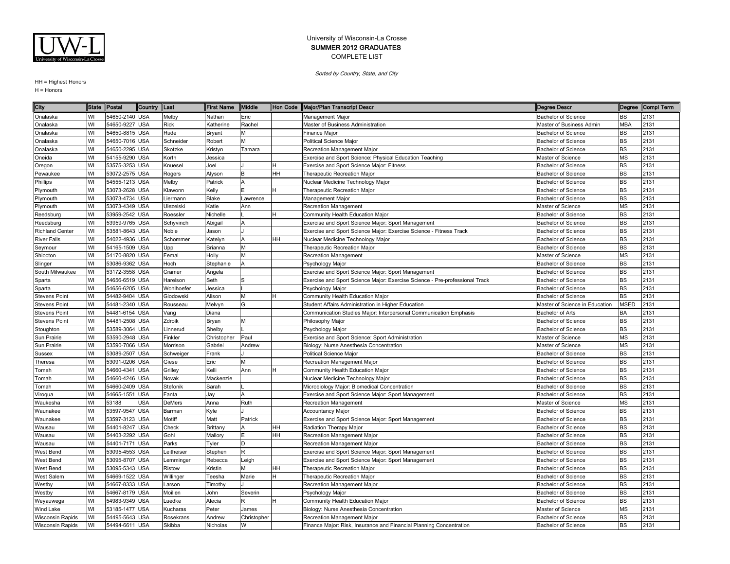University of Wisconsin-La Crosse
**SUMMER 2012 GRADUATES**
COMPLETE LIST

*Sorted by Country, State, and City*

HH = Highest Honors
H = Honors

| City | State | Postal | Country | Last | First Name | Middle | Hon Code | Major/Plan Transcript Descr | Degree Descr | Degree | Compl Term |
|---|---|---|---|---|---|---|---|---|---|---|---|
| Onalaska | WI | 54650-2140 | USA | Melby | Nathan | Eric | | Management Major | Bachelor of Science | BS | 2131 |
| Onalaska | WI | 54650-9227 | USA | Rick | Katherine | Rachel | | Master of Business Administration | Master of Business Admin | MBA | 2131 |
| Onalaska | WI | 54650-8815 | USA | Rude | Bryant | M | | Finance Major | Bachelor of Science | BS | 2131 |
| Onalaska | WI | 54650-7016 | USA | Schneider | Robert | M | | Political Science Major | Bachelor of Science | BS | 2131 |
| Onalaska | WI | 54650-2295 | USA | Skotzke | Kristyn | Tamara | | Recreation Management Major | Bachelor of Science | BS | 2131 |
| Oneida | WI | 54155-9290 | USA | Korth | Jessica | | | Exercise and Sport Science: Physical Education Teaching | Master of Science | MS | 2131 |
| Oregon | WI | 53575-3253 | USA | Knuesel | Joel | J | H | Exercise and Sport Science Major: Fitness | Bachelor of Science | BS | 2131 |
| Pewaukee | WI | 53072-2575 | USA | Rogers | Alyson | B | HH | Therapeutic Recreation Major | Bachelor of Science | BS | 2131 |
| Phillips | WI | 54555-1213 | USA | Melby | Patrick | A | | Nuclear Medicine Technology Major | Bachelor of Science | BS | 2131 |
| Plymouth | WI | 53073-2628 | USA | Klawonn | Kelly | E | H | Therapeutic Recreation Major | Bachelor of Science | BS | 2131 |
| Plymouth | WI | 53073-4734 | USA | Liermann | Blake | Lawrence | | Management Major | Bachelor of Science | BS | 2131 |
| Plymouth | WI | 53073-4349 | USA | Ulezelski | Katie | Ann | | Recreation Management | Master of Science | MS | 2131 |
| Reedsburg | WI | 53959-2542 | USA | Roessler | Nichelle | L | H | Community Health Education Major | Bachelor of Science | BS | 2131 |
| Reedsburg | WI | 53959-9765 | USA | Schyvinch | Abigail | A | | Exercise and Sport Science Major: Sport Management | Bachelor of Science | BS | 2131 |
| Richland Center | WI | 53581-8643 | USA | Noble | Jason | J | | Exercise and Sport Science Major: Exercise Science - Fitness Track | Bachelor of Science | BS | 2131 |
| River Falls | WI | 54022-4936 | USA | Schommer | Katelyn | A | HH | Nuclear Medicine Technology Major | Bachelor of Science | BS | 2131 |
| Seymour | WI | 54165-1509 | USA | Upp | Brianna | M | | Therapeutic Recreation Major | Bachelor of Science | BS | 2131 |
| Shiocton | WI | 54170-8820 | USA | Femal | Holly | M | | Recreation Management | Master of Science | MS | 2131 |
| Slinger | WI | 53086-9362 | USA | Hoch | Stephanie | A | | Psychology Major | Bachelor of Science | BS | 2131 |
| South Milwaukee | WI | 53172-3558 | USA | Cramer | Angela | | | Exercise and Sport Science Major: Sport Management | Bachelor of Science | BS | 2131 |
| Sparta | WI | 54656-6519 | USA | Harelson | Seth | S | | Exercise and Sport Science Major: Exercise Science - Pre-professional Track | Bachelor of Science | BS | 2131 |
| Sparta | WI | 54656-6205 | USA | Wohlhoefer | Jessica | L | | Psychology Major | Bachelor of Science | BS | 2131 |
| Stevens Point | WI | 54482-9404 | USA | Glodowski | Alison | M | H | Community Health Education Major | Bachelor of Science | BS | 2131 |
| Stevens Point | WI | 54481-2340 | USA | Rousseau | Melvyn | G | | Student Affairs Administration in Higher Education | Master of Science in Education | MSED | 2131 |
| Stevens Point | WI | 54481-6154 | USA | Vang | Diana | | | Communication Studies Major: Interpersonal Communication Emphasis | Bachelor of Arts | BA | 2131 |
| Stevens Point | WI | 54481-2508 | USA | Zdroik | Bryan | M | | Philosophy Major | Bachelor of Science | BS | 2131 |
| Stoughton | WI | 53589-3064 | USA | Linnerud | Shelby | L | | Psychology Major | Bachelor of Science | BS | 2131 |
| Sun Prairie | WI | 53590-2948 | USA | Finkler | Christopher | Paul | | Exercise and Sport Science: Sport Administration | Master of Science | MS | 2131 |
| Sun Prairie | WI | 53590-7066 | USA | Morrison | Gabriel | Andrew | | Biology: Nurse Anesthesia Concentration | Master of Science | MS | 2131 |
| Sussex | WI | 53089-2507 | USA | Schweiger | Frank | J | | Political Science Major | Bachelor of Science | BS | 2131 |
| Theresa | WI | 53091-0206 | USA | Giese | Eric | M | | Recreation Management Major | Bachelor of Science | BS | 2131 |
| Tomah | WI | 54660-4341 | USA | Grilley | Kelli | Ann | H | Community Health Education Major | Bachelor of Science | BS | 2131 |
| Tomah | WI | 54660-4246 | USA | Novak | Mackenzie | | | Nuclear Medicine Technology Major | Bachelor of Science | BS | 2131 |
| Tomah | WI | 54660-2409 | USA | Stefonik | Sarah | L | | Microbiology Major: Biomedical Concentration | Bachelor of Science | BS | 2131 |
| Viroqua | WI | 54665-1551 | USA | Fanta | Jay | A | | Exercise and Sport Science Major: Sport Management | Bachelor of Science | BS | 2131 |
| Waukesha | WI | 53188 | USA | DeMers | Anna | Ruth | | Recreation Management | Master of Science | MS | 2131 |
| Waunakee | WI | 53597-9547 | USA | Barman | Kyle | J | | Accountancy Major | Bachelor of Science | BS | 2131 |
| Waunakee | WI | 53597-3123 | USA | Motiff | Matt | Patrick | | Exercise and Sport Science Major: Sport Management | Bachelor of Science | BS | 2131 |
| Wausau | WI | 54401-8247 | USA | Check | Brittany | A | HH | Radiation Therapy Major | Bachelor of Science | BS | 2131 |
| Wausau | WI | 54403-2292 | USA | Gohl | Mallory | E | HH | Recreation Management Major | Bachelor of Science | BS | 2131 |
| Wausau | WI | 54401-7171 | USA | Parks | Tyler | D | | Recreation Management Major | Bachelor of Science | BS | 2131 |
| West Bend | WI | 53095-4553 | USA | Leitheiser | Stephen | R | | Exercise and Sport Science Major: Sport Management | Bachelor of Science | BS | 2131 |
| West Bend | WI | 53095-8707 | USA | Lemminger | Rebecca | Leigh | | Exercise and Sport Science Major: Sport Management | Bachelor of Science | BS | 2131 |
| West Bend | WI | 53095-5343 | USA | Ristow | Kristin | M | HH | Therapeutic Recreation Major | Bachelor of Science | BS | 2131 |
| West Salem | WI | 54669-1522 | USA | Willinger | Teesha | Marie | H | Therapeutic Recreation Major | Bachelor of Science | BS | 2131 |
| Westby | WI | 54667-8333 | USA | Larson | Timothy | J | | Recreation Management Major | Bachelor of Science | BS | 2131 |
| Westby | WI | 54667-8179 | USA | Moilien | John | Severin | | Psychology Major | Bachelor of Science | BS | 2131 |
| Weyauwega | WI | 54983-9349 | USA | Luedke | Alecia | R | H | Community Health Education Major | Bachelor of Science | BS | 2131 |
| Wind Lake | WI | 53185-1477 | USA | Kucharas | Peter | James | | Biology: Nurse Anesthesia Concentration | Master of Science | MS | 2131 |
| Wisconsin Rapids | WI | 54495-5643 | USA | Rosekrans | Andrew | Christopher | | Recreation Management Major | Bachelor of Science | BS | 2131 |
| Wisconsin Rapids | WI | 54494-6611 | USA | Skibba | Nicholas | W | | Finance Major: Risk, Insurance and Financial Planning Concentration | Bachelor of Science | BS | 2131 |